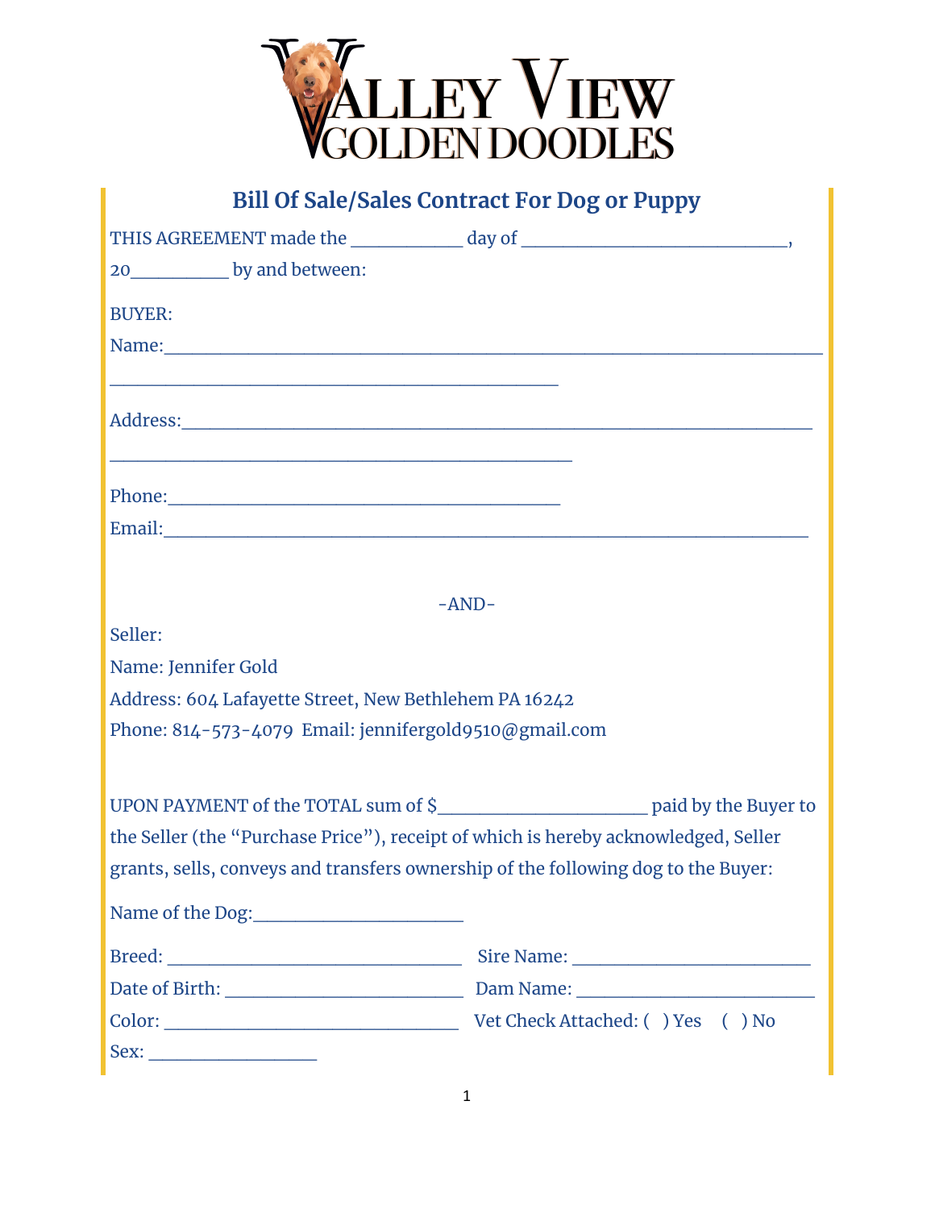VALLEY VIEW GOLDEN DOODLES

## Bill Of Sale/Sales Contract For Dog or Puppy

THIS AGREEMENT made the ___________ day of ___________________________, 20__________ by and between:

BUYER:

Name:_______________________________________________________________________

_____________________________________________

Address:_____________________________________________________________________

_______________________________________________

Phone:_______________________________________

Email:_______________________________________________________________________

-AND-

Seller:

Name: Jennifer Gold

Address: 604 Lafayette Street, New Bethlehem PA 16242

Phone: 814-573-4079 Email: jennifergold9510@gmail.com

UPON PAYMENT of the TOTAL sum of $_____________________ paid by the Buyer to the Seller (the "Purchase Price"), receipt of which is hereby acknowledged, Seller grants, sells, conveys and transfers ownership of the following dog to the Buyer:

Name of the Dog:_____________________

Breed: ______________________________ Sire Name: ________________________

Date of Birth: ________________________ Dam Name: ________________________

Color: ______________________________ Vet Check Attached: ( ) Yes ( ) No

Sex: _________________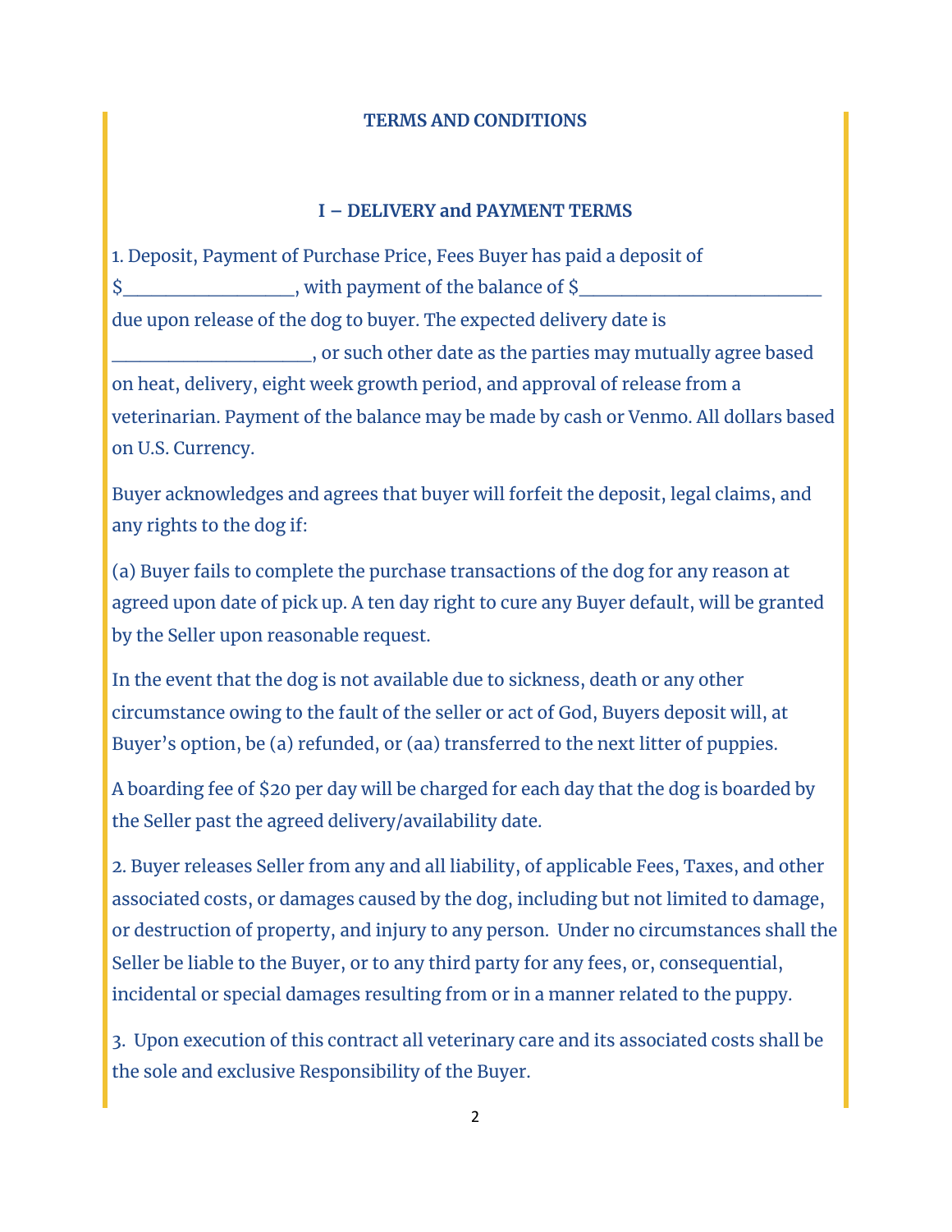**TERMS AND CONDITIONS**

**I – DELIVERY and PAYMENT TERMS**

1. Deposit, Payment of Purchase Price, Fees Buyer has paid a deposit of $_________________, with payment of the balance of $________________________ due upon release of the dog to buyer. The expected delivery date is ____________________, or such other date as the parties may mutually agree based on heat, delivery, eight week growth period, and approval of release from a veterinarian. Payment of the balance may be made by cash or Venmo. All dollars based on U.S. Currency.

Buyer acknowledges and agrees that buyer will forfeit the deposit, legal claims, and any rights to the dog if:

(a) Buyer fails to complete the purchase transactions of the dog for any reason at agreed upon date of pick up. A ten day right to cure any Buyer default, will be granted by the Seller upon reasonable request.

In the event that the dog is not available due to sickness, death or any other circumstance owing to the fault of the seller or act of God, Buyers deposit will, at Buyer's option, be (a) refunded, or (aa) transferred to the next litter of puppies.

A boarding fee of $20 per day will be charged for each day that the dog is boarded by the Seller past the agreed delivery/availability date.

2. Buyer releases Seller from any and all liability, of applicable Fees, Taxes, and other associated costs, or damages caused by the dog, including but not limited to damage, or destruction of property, and injury to any person. Under no circumstances shall the Seller be liable to the Buyer, or to any third party for any fees, or, consequential, incidental or special damages resulting from or in a manner related to the puppy.

3. Upon execution of this contract all veterinary care and its associated costs shall be the sole and exclusive Responsibility of the Buyer.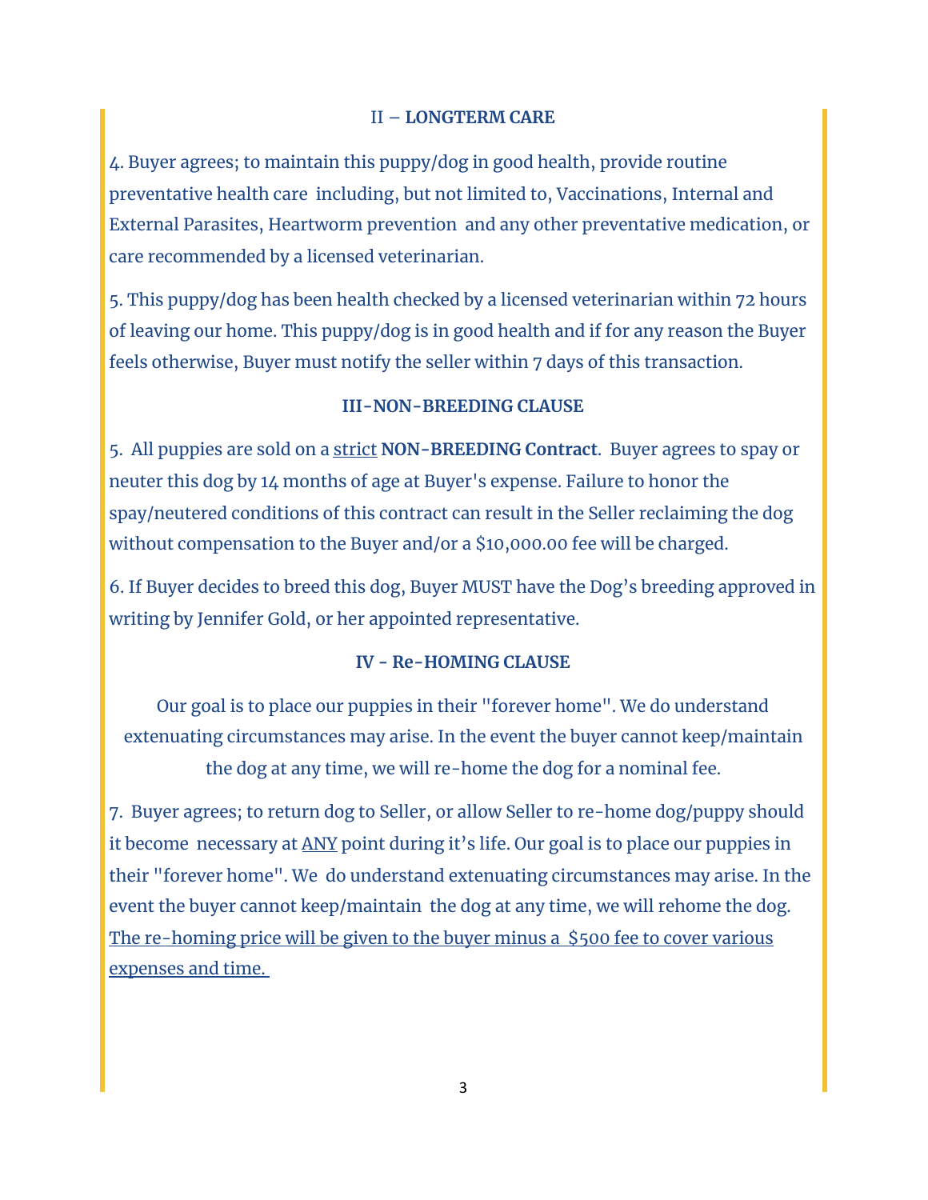## II – **LONGTERM CARE**

4. Buyer agrees; to maintain this puppy/dog in good health, provide routine preventative health care including, but not limited to, Vaccinations, Internal and External Parasites, Heartworm prevention and any other preventative medication, or care recommended by a licensed veterinarian.

5. This puppy/dog has been health checked by a licensed veterinarian within 72 hours of leaving our home. This puppy/dog is in good health and if for any reason the Buyer feels otherwise, Buyer must notify the seller within 7 days of this transaction.

## III-NON-BREEDING CLAUSE

5. All puppies are sold on a <u>strict</u> **NON-BREEDING Contract**. Buyer agrees to spay or neuter this dog by 14 months of age at Buyer's expense. Failure to honor the spay/neutered conditions of this contract can result in the Seller reclaiming the dog without compensation to the Buyer and/or a $10,000.00 fee will be charged.

6. If Buyer decides to breed this dog, Buyer MUST have the Dog's breeding approved in writing by Jennifer Gold, or her appointed representative.

## IV - Re-HOMING CLAUSE

Our goal is to place our puppies in their "forever home". We do understand extenuating circumstances may arise. In the event the buyer cannot keep/maintain the dog at any time, we will re-home the dog for a nominal fee.

7. Buyer agrees; to return dog to Seller, or allow Seller to re-home dog/puppy should it become necessary at <u>ANY</u> point during it's life. Our goal is to place our puppies in their "forever home". We do understand extenuating circumstances may arise. In the event the buyer cannot keep/maintain the dog at any time, we will rehome the dog. <u>The re-homing price will be given to the buyer minus a $500 fee to cover various expenses and time.</u>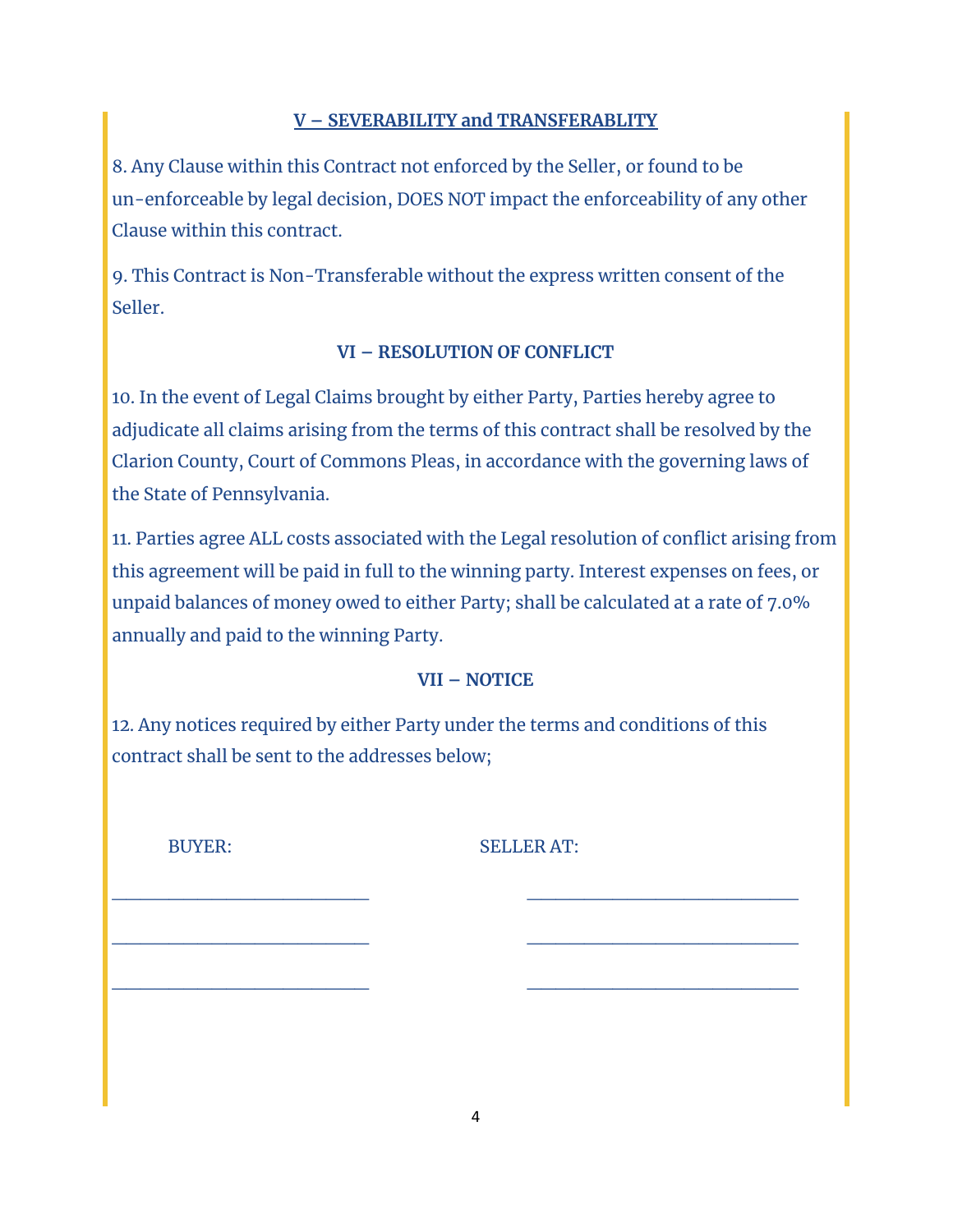## V – SEVERABILITY and TRANSFERABLITY

8. Any Clause within this Contract not enforced by the Seller, or found to be un-enforceable by legal decision, DOES NOT impact the enforceability of any other Clause within this contract.

9. This Contract is Non-Transferable without the express written consent of the Seller.

## VI – RESOLUTION OF CONFLICT

10. In the event of Legal Claims brought by either Party, Parties hereby agree to adjudicate all claims arising from the terms of this contract shall be resolved by the Clarion County, Court of Commons Pleas, in accordance with the governing laws of the State of Pennsylvania.

11. Parties agree ALL costs associated with the Legal resolution of conflict arising from this agreement will be paid in full to the winning party. Interest expenses on fees, or unpaid balances of money owed to either Party; shall be calculated at a rate of 7.0% annually and paid to the winning Party.

## VII – NOTICE

12. Any notices required by either Party under the terms and conditions of this contract shall be sent to the addresses below;

| BUYER: | SELLER AT: |
| --- | --- |
| ____________________________ | ____________________________ |
| ____________________________ | ____________________________ |
| ____________________________ | ____________________________ |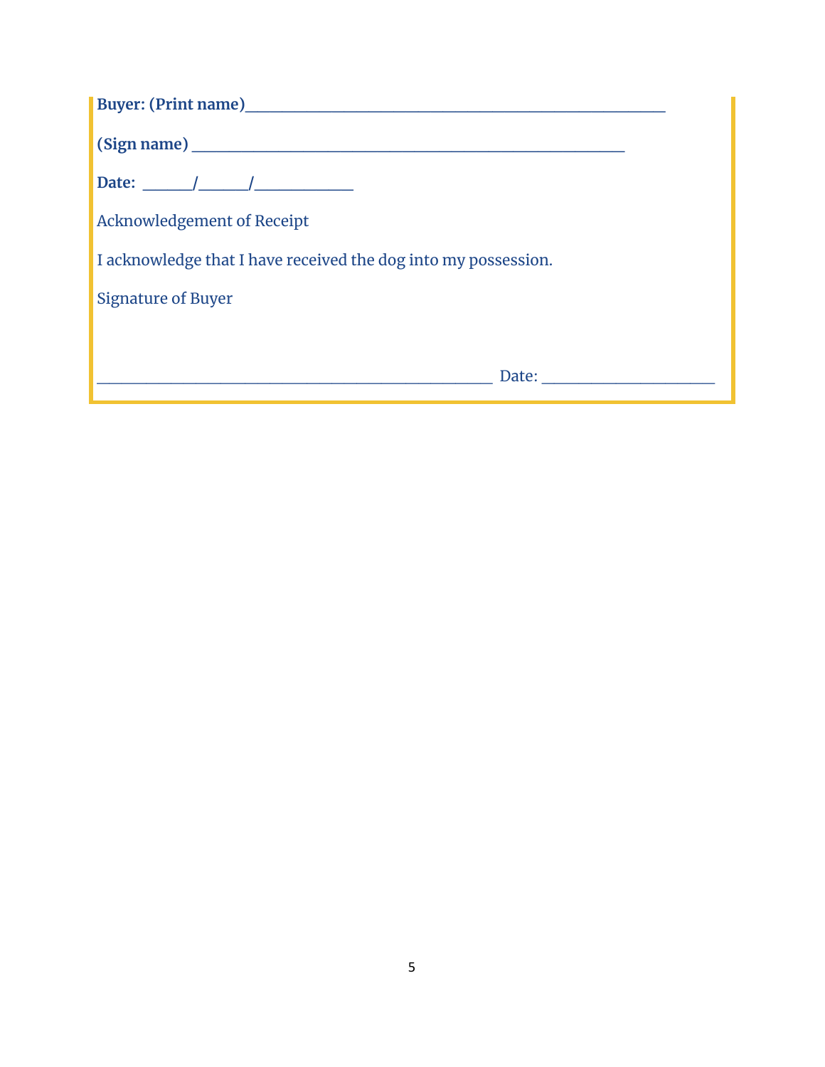**Buyer: (Print name)**\_\_\_\_\_\_\_\_\_\_\_\_\_\_\_\_\_\_\_\_\_\_\_\_\_\_\_\_\_\_\_\_\_\_\_\_\_\_\_\_\_\_\_\_\_\_\_\_

**(Sign name)** \_\_\_\_\_\_\_\_\_\_\_\_\_\_\_\_\_\_\_\_\_\_\_\_\_\_\_\_\_\_\_\_\_\_\_\_\_\_\_\_\_\_\_\_\_\_\_\_\_\_

**Date:** \_\_\_\_\_\_/\_\_\_\_\_\_/\_\_\_\_\_\_\_\_\_\_\_\_

Acknowledgement of Receipt

I acknowledge that I have received the dog into my possession.

Signature of Buyer

\_\_\_\_\_\_\_\_\_\_\_\_\_\_\_\_\_\_\_\_\_\_\_\_\_\_\_\_\_\_\_\_\_\_\_\_\_\_\_\_\_\_\_\_\_\_\_\_ Date: \_\_\_\_\_\_\_\_\_\_\_\_\_\_\_\_\_\_\_\_\_